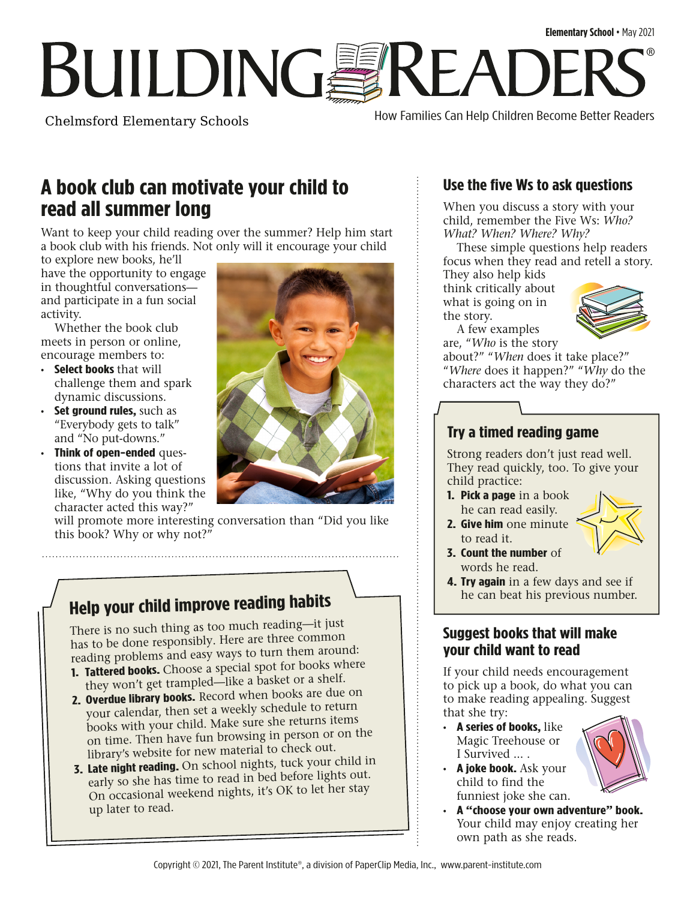Elementary School • May 2021

# BUILDING READERS®

Chelmsford Elementary Schools

How Families Can Help Children Become Better Readers

## A book club can motivate your child to read all summer long

Want to keep your child reading over the summer? Help him start a book club with his friends. Not only will it encourage your child to explore new books, he'll have the opportunity to engage in thoughtful conversations—and participate in a fun social activity.

Whether the book club meets in person or online, encourage members to:

- **Select books** that will challenge them and spark dynamic discussions.
- **Set ground rules,** such as "Everybody gets to talk" and "No put-downs."
- **Think of open-ended** questions that invite a lot of discussion. Asking questions like, "Why do you think the character acted this way?" will promote more interesting conversation than "Did you like this book? Why or why not?"

## Help your child improve reading habits

There is no such thing as too much reading—it just has to be done responsibly. Here are three common reading problems and easy ways to turn them around:

1. **Tattered books.** Choose a special spot for books where they won't get trampled—like a basket or a shelf.
2. **Overdue library books.** Record when books are due on your calendar, then set a weekly schedule to return books with your child. Make sure she returns items on time. Then have fun browsing in person or on the library's website for new material to check out.
3. **Late night reading.** On school nights, tuck your child in early so she has time to read in bed before lights out. On occasional weekend nights, it's OK to let her stay up later to read.

## Use the five Ws to ask questions

When you discuss a story with your child, remember the Five Ws: *Who? What? When? Where? Why?*

These simple questions help readers focus when they read and retell a story. They also help kids think critically about what is going on in the story.

A few examples are, "*Who* is the story about?" "*When* does it take place?" "*Where* does it happen?" "*Why* do the characters act the way they do?"

## Try a timed reading game

Strong readers don't just read well. They read quickly, too. To give your child practice:

1. **Pick a page** in a book he can read easily.
2. **Give him** one minute to read it.
3. **Count the number** of words he read.
4. **Try again** in a few days and see if he can beat his previous number.

## Suggest books that will make your child want to read

If your child needs encouragement to pick up a book, do what you can to make reading appealing. Suggest that she try:

- **A series of books,** like Magic Treehouse or I Survived ... .
- **A joke book.** Ask your child to find the funniest joke she can.
- **A "choose your own adventure" book.** Your child may enjoy creating her own path as she reads.

Copyright © 2021, The Parent Institute®, a division of PaperClip Media, Inc., www.parent-institute.com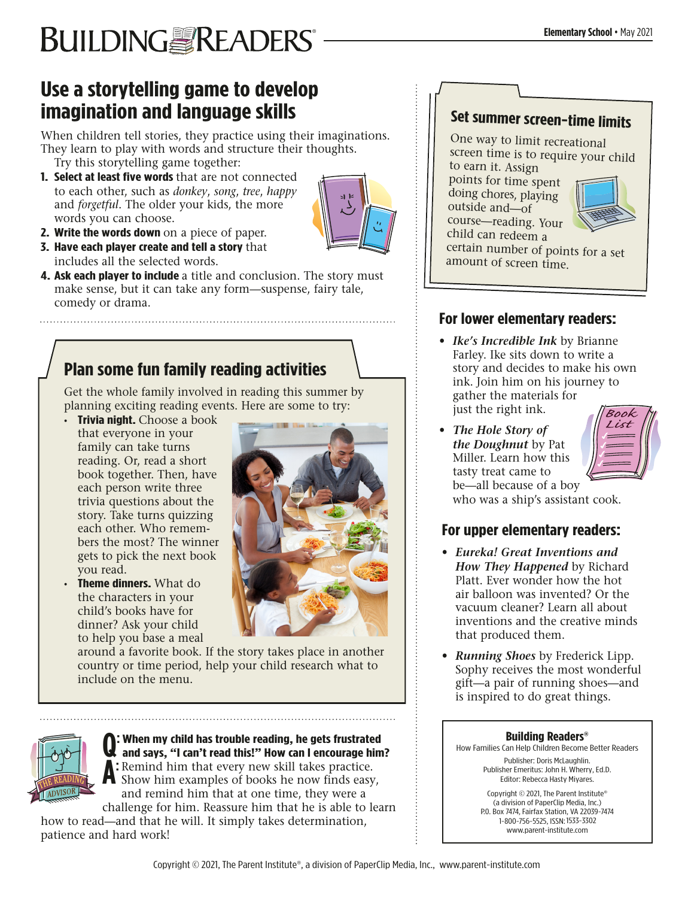# Use a storytelling game to develop imagination and language skills

When children tell stories, they practice using their imaginations. They learn to play with words and structure their thoughts.

Try this storytelling game together:

1. **Select at least five words** that are not connected to each other, such as *donkey*, *song*, *tree*, *happy* and *forgetful*. The older your kids, the more words you can choose.
2. **Write the words down** on a piece of paper.
3. **Have each player create and tell a story** that includes all the selected words.
4. **Ask each player to include** a title and conclusion. The story must make sense, but it can take any form—suspense, fairy tale, comedy or drama.

## Plan some fun family reading activities

Get the whole family involved in reading this summer by planning exciting reading events. Here are some to try:

- **Trivia night.** Choose a book that everyone in your family can take turns reading. Or, read a short book together. Then, have each person write three trivia questions about the story. Take turns quizzing each other. Who remembers the most? The winner gets to pick the next book you read.
- **Theme dinners.** What do the characters in your child's books have for dinner? Ask your child to help you base a meal around a favorite book. If the story takes place in another country or time period, help your child research what to include on the menu.

**Q: When my child has trouble reading, he gets frustrated and says, "I can't read this!" How can I encourage him?**

**A:** Remind him that every new skill takes practice. Show him examples of books he now finds easy, and remind him that at one time, they were a challenge for him. Reassure him that he is able to learn how to read—and that he will. It simply takes determination, patience and hard work!

## Set summer screen-time limits

One way to limit recreational screen time is to require your child to earn it. Assign points for time spent doing chores, playing outside and—of course—reading. Your child can redeem a certain number of points for a set amount of screen time.

## For lower elementary readers:

- ***Ike's Incredible Ink*** by Brianne Farley. Ike sits down to write a story and decides to make his own ink. Join him on his journey to gather the materials for just the right ink.
- ***The Hole Story of the Doughnut*** by Pat Miller. Learn how this tasty treat came to be—all because of a boy who was a ship's assistant cook.

## For upper elementary readers:

- ***Eureka! Great Inventions and How They Happened*** by Richard Platt. Ever wonder how the hot air balloon was invented? Or the vacuum cleaner? Learn all about inventions and the creative minds that produced them.
- ***Running Shoes*** by Frederick Lipp. Sophy receives the most wonderful gift—a pair of running shoes—and is inspired to do great things.

**Building Readers®**
How Families Can Help Children Become Better Readers
Publisher: Doris McLaughlin.
Publisher Emeritus: John H. Wherry, Ed.D.
Editor: Rebecca Hasty Miyares.
Copyright © 2021, The Parent Institute®
(a division of PaperClip Media, Inc.)
P.O. Box 7474, Fairfax Station, VA 22039-7474
1-800-756-5525, ISSN: 1533-3302
www.parent-institute.com